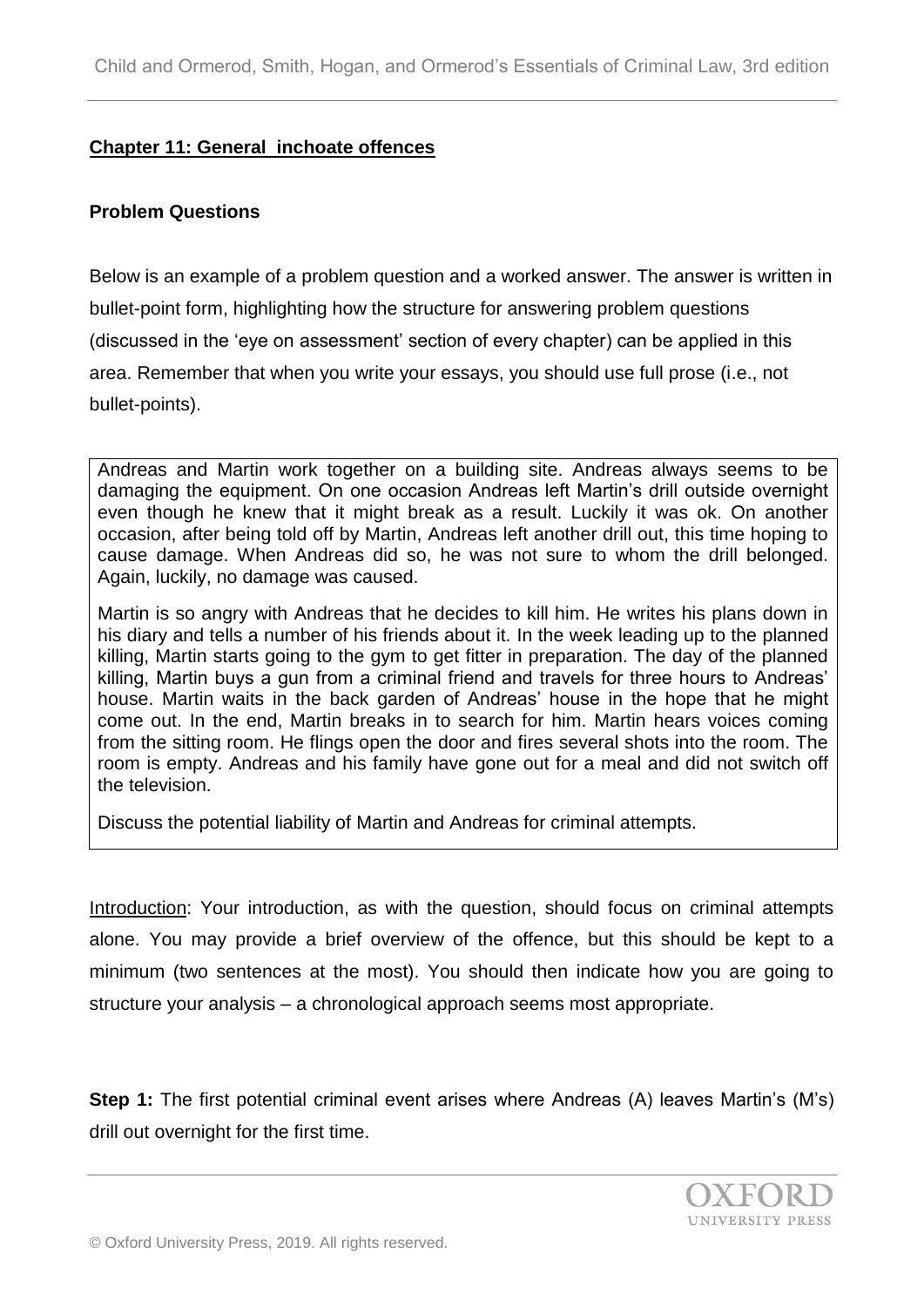## Chapter 11: General inchoate offences

### Problem Questions

Below is an example of a problem question and a worked answer. The answer is written in bullet-point form, highlighting how the structure for answering problem questions (discussed in the 'eye on assessment' section of every chapter) can be applied in this area. Remember that when you write your essays, you should use full prose (i.e., not bullet-points).

> Andreas and Martin work together on a building site. Andreas always seems to be damaging the equipment. On one occasion Andreas left Martin's drill outside overnight even though he knew that it might break as a result. Luckily it was ok. On another occasion, after being told off by Martin, Andreas left another drill out, this time hoping to cause damage. When Andreas did so, he was not sure to whom the drill belonged. Again, luckily, no damage was caused.
>
> Martin is so angry with Andreas that he decides to kill him. He writes his plans down in his diary and tells a number of his friends about it. In the week leading up to the planned killing, Martin starts going to the gym to get fitter in preparation. The day of the planned killing, Martin buys a gun from a criminal friend and travels for three hours to Andreas' house. Martin waits in the back garden of Andreas' house in the hope that he might come out. In the end, Martin breaks in to search for him. Martin hears voices coming from the sitting room. He flings open the door and fires several shots into the room. The room is empty. Andreas and his family have gone out for a meal and did not switch off the television.
>
> Discuss the potential liability of Martin and Andreas for criminal attempts.

Introduction: Your introduction, as with the question, should focus on criminal attempts alone. You may provide a brief overview of the offence, but this should be kept to a minimum (two sentences at the most). You should then indicate how you are going to structure your analysis – a chronological approach seems most appropriate.

**Step 1:** The first potential criminal event arises where Andreas (A) leaves Martin's (M's) drill out overnight for the first time.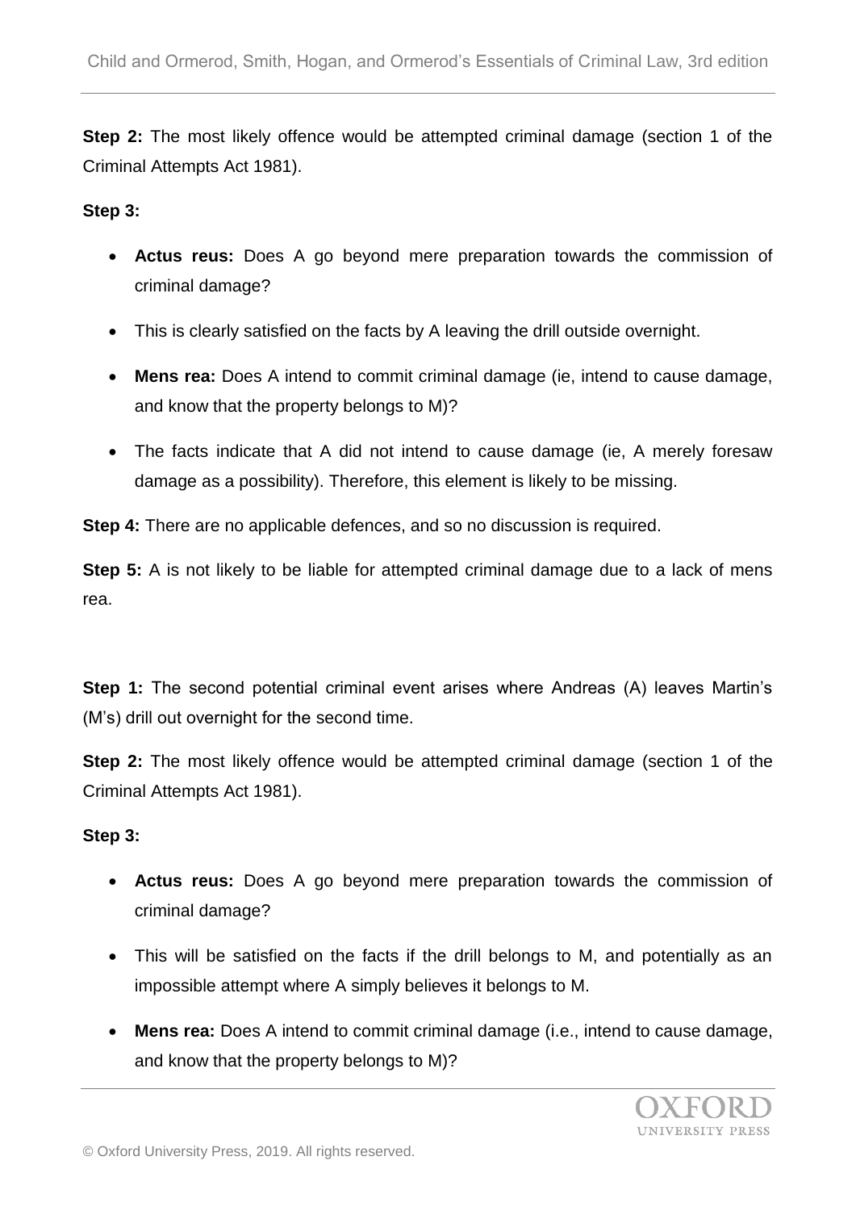**Step 2:** The most likely offence would be attempted criminal damage (section 1 of the Criminal Attempts Act 1981).

**Step 3:**

- **Actus reus:** Does A go beyond mere preparation towards the commission of criminal damage?
- This is clearly satisfied on the facts by A leaving the drill outside overnight.
- **Mens rea:** Does A intend to commit criminal damage (ie, intend to cause damage, and know that the property belongs to M)?
- The facts indicate that A did not intend to cause damage (ie, A merely foresaw damage as a possibility). Therefore, this element is likely to be missing.

**Step 4:** There are no applicable defences, and so no discussion is required.

**Step 5:** A is not likely to be liable for attempted criminal damage due to a lack of mens rea.

**Step 1:** The second potential criminal event arises where Andreas (A) leaves Martin's (M's) drill out overnight for the second time.

**Step 2:** The most likely offence would be attempted criminal damage (section 1 of the Criminal Attempts Act 1981).

**Step 3:**

- **Actus reus:** Does A go beyond mere preparation towards the commission of criminal damage?
- This will be satisfied on the facts if the drill belongs to M, and potentially as an impossible attempt where A simply believes it belongs to M.
- **Mens rea:** Does A intend to commit criminal damage (i.e., intend to cause damage, and know that the property belongs to M)?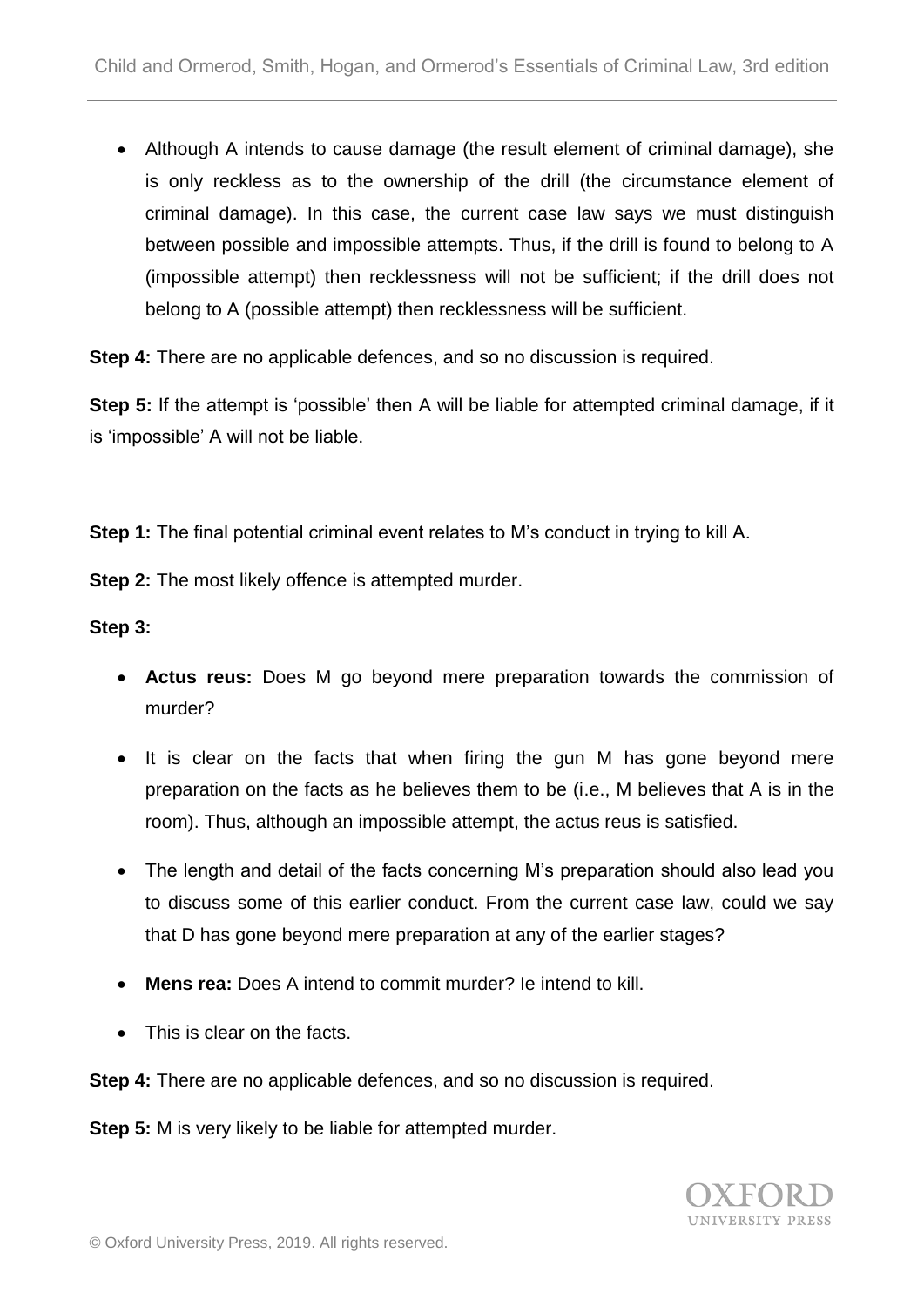- Although A intends to cause damage (the result element of criminal damage), she is only reckless as to the ownership of the drill (the circumstance element of criminal damage). In this case, the current case law says we must distinguish between possible and impossible attempts. Thus, if the drill is found to belong to A (impossible attempt) then recklessness will not be sufficient; if the drill does not belong to A (possible attempt) then recklessness will be sufficient.

**Step 4:** There are no applicable defences, and so no discussion is required.

**Step 5:** If the attempt is 'possible' then A will be liable for attempted criminal damage, if it is 'impossible' A will not be liable.

**Step 1:** The final potential criminal event relates to M's conduct in trying to kill A.

**Step 2:** The most likely offence is attempted murder.

**Step 3:**

- **Actus reus:** Does M go beyond mere preparation towards the commission of murder?
- It is clear on the facts that when firing the gun M has gone beyond mere preparation on the facts as he believes them to be (i.e., M believes that A is in the room). Thus, although an impossible attempt, the actus reus is satisfied.
- The length and detail of the facts concerning M's preparation should also lead you to discuss some of this earlier conduct. From the current case law, could we say that D has gone beyond mere preparation at any of the earlier stages?
- **Mens rea:** Does A intend to commit murder? Ie intend to kill.
- This is clear on the facts.

**Step 4:** There are no applicable defences, and so no discussion is required.

**Step 5:** M is very likely to be liable for attempted murder.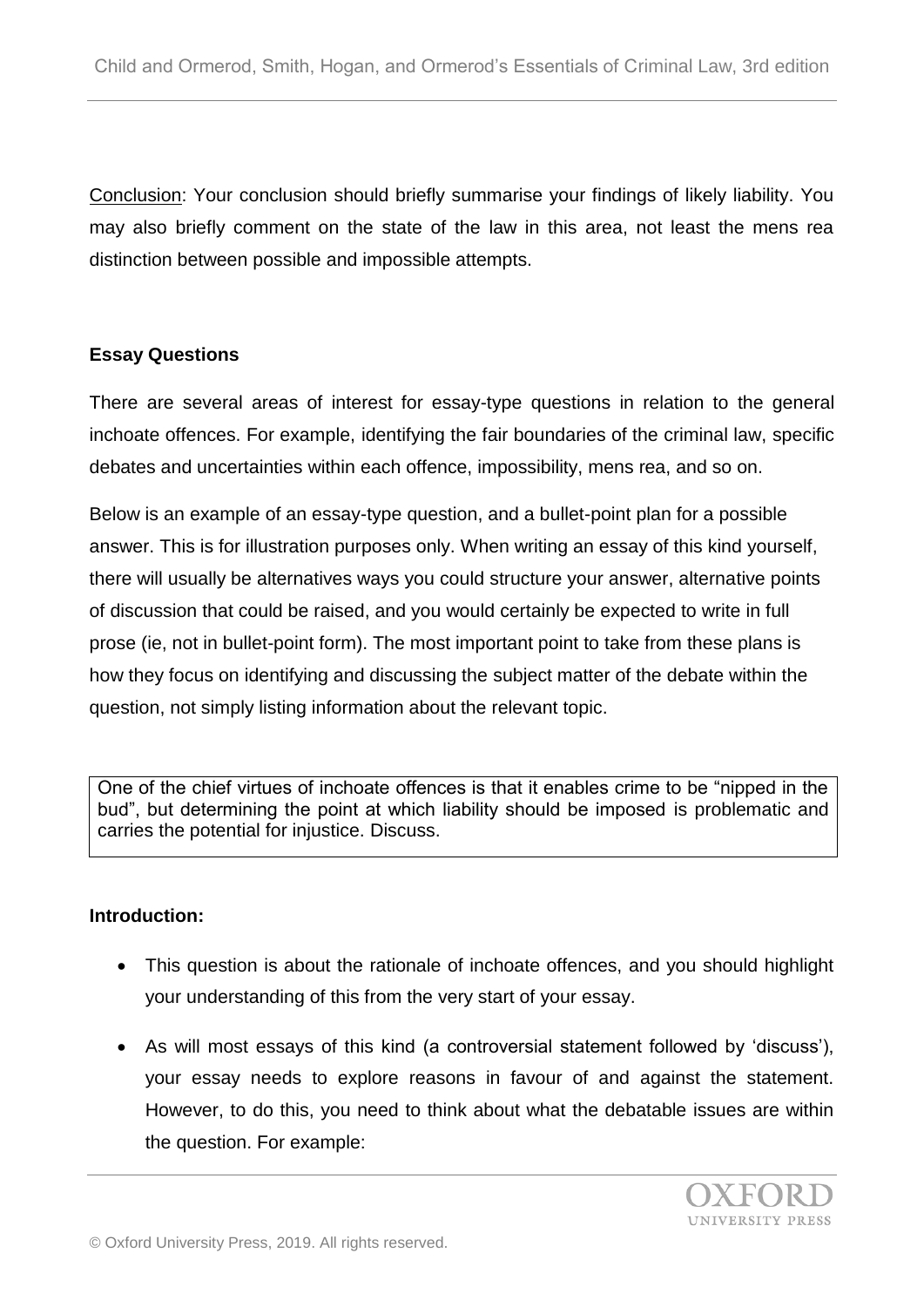Conclusion: Your conclusion should briefly summarise your findings of likely liability. You may also briefly comment on the state of the law in this area, not least the mens rea distinction between possible and impossible attempts.

**Essay Questions**

There are several areas of interest for essay-type questions in relation to the general inchoate offences. For example, identifying the fair boundaries of the criminal law, specific debates and uncertainties within each offence, impossibility, mens rea, and so on.

Below is an example of an essay-type question, and a bullet-point plan for a possible answer. This is for illustration purposes only. When writing an essay of this kind yourself, there will usually be alternatives ways you could structure your answer, alternative points of discussion that could be raised, and you would certainly be expected to write in full prose (ie, not in bullet-point form). The most important point to take from these plans is how they focus on identifying and discussing the subject matter of the debate within the question, not simply listing information about the relevant topic.

> One of the chief virtues of inchoate offences is that it enables crime to be "nipped in the bud", but determining the point at which liability should be imposed is problematic and carries the potential for injustice. Discuss.

**Introduction:**

- This question is about the rationale of inchoate offences, and you should highlight your understanding of this from the very start of your essay.
- As will most essays of this kind (a controversial statement followed by 'discuss'), your essay needs to explore reasons in favour of and against the statement. However, to do this, you need to think about what the debatable issues are within the question. For example: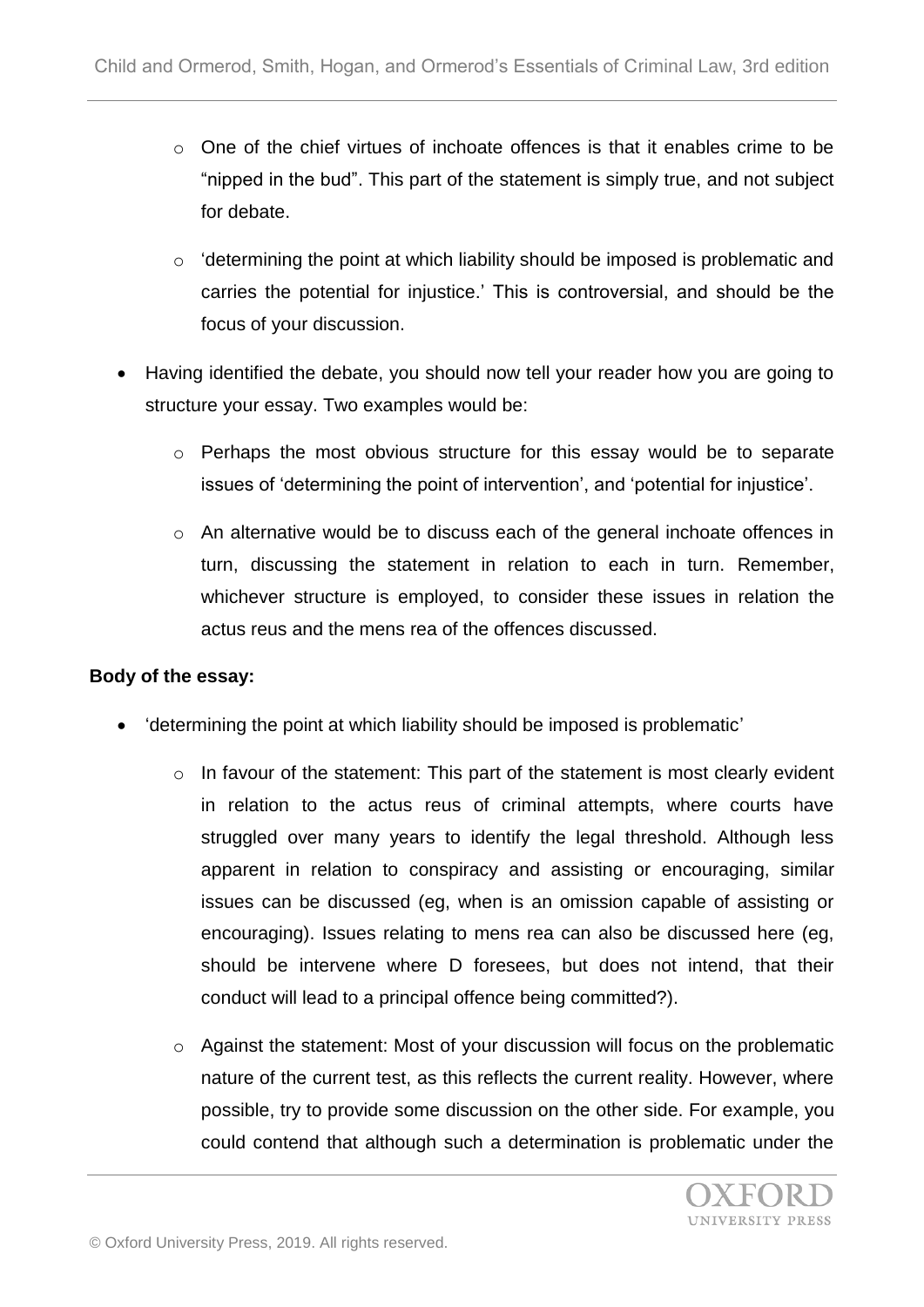- One of the chief virtues of inchoate offences is that it enables crime to be "nipped in the bud". This part of the statement is simply true, and not subject for debate.
  - 'determining the point at which liability should be imposed is problematic and carries the potential for injustice.' This is controversial, and should be the focus of your discussion.
- Having identified the debate, you should now tell your reader how you are going to structure your essay. Two examples would be:
  - Perhaps the most obvious structure for this essay would be to separate issues of 'determining the point of intervention', and 'potential for injustice'.
  - An alternative would be to discuss each of the general inchoate offences in turn, discussing the statement in relation to each in turn. Remember, whichever structure is employed, to consider these issues in relation the actus reus and the mens rea of the offences discussed.

**Body of the essay:**

- 'determining the point at which liability should be imposed is problematic'
  - In favour of the statement: This part of the statement is most clearly evident in relation to the actus reus of criminal attempts, where courts have struggled over many years to identify the legal threshold. Although less apparent in relation to conspiracy and assisting or encouraging, similar issues can be discussed (eg, when is an omission capable of assisting or encouraging). Issues relating to mens rea can also be discussed here (eg, should be intervene where D foresees, but does not intend, that their conduct will lead to a principal offence being committed?).
  - Against the statement: Most of your discussion will focus on the problematic nature of the current test, as this reflects the current reality. However, where possible, try to provide some discussion on the other side. For example, you could contend that although such a determination is problematic under the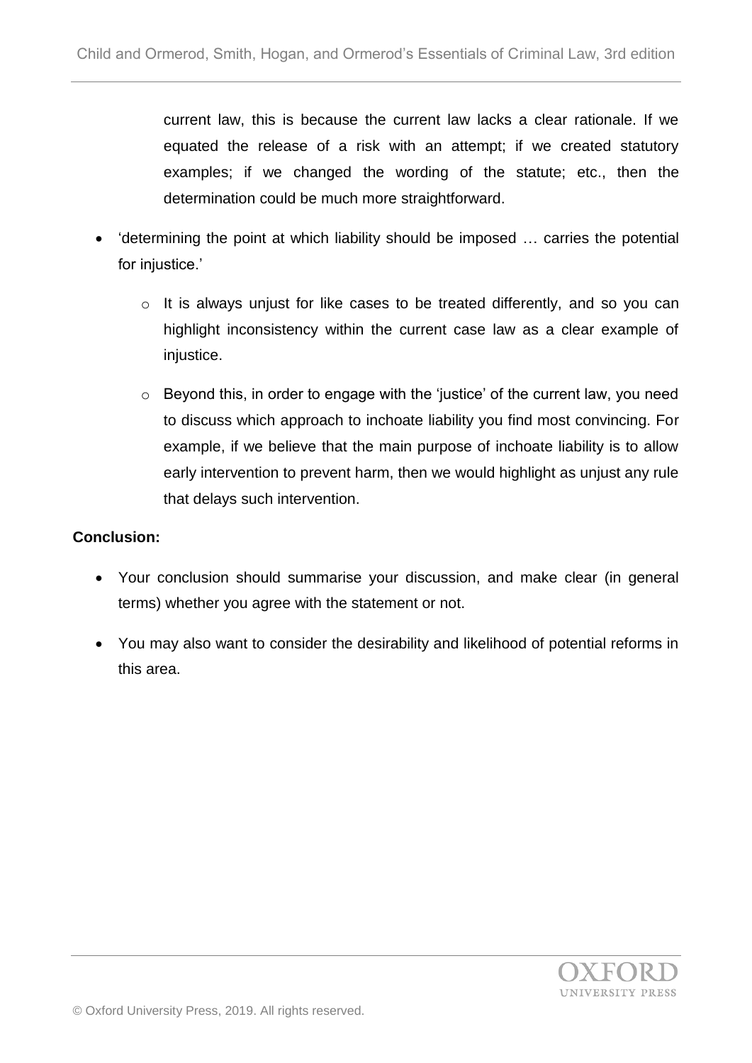current law, this is because the current law lacks a clear rationale. If we equated the release of a risk with an attempt; if we created statutory examples; if we changed the wording of the statute; etc., then the determination could be much more straightforward.

- 'determining the point at which liability should be imposed … carries the potential for injustice.'
  - It is always unjust for like cases to be treated differently, and so you can highlight inconsistency within the current case law as a clear example of injustice.
  - Beyond this, in order to engage with the 'justice' of the current law, you need to discuss which approach to inchoate liability you find most convincing. For example, if we believe that the main purpose of inchoate liability is to allow early intervention to prevent harm, then we would highlight as unjust any rule that delays such intervention.

**Conclusion:**

- Your conclusion should summarise your discussion, and make clear (in general terms) whether you agree with the statement or not.
- You may also want to consider the desirability and likelihood of potential reforms in this area.